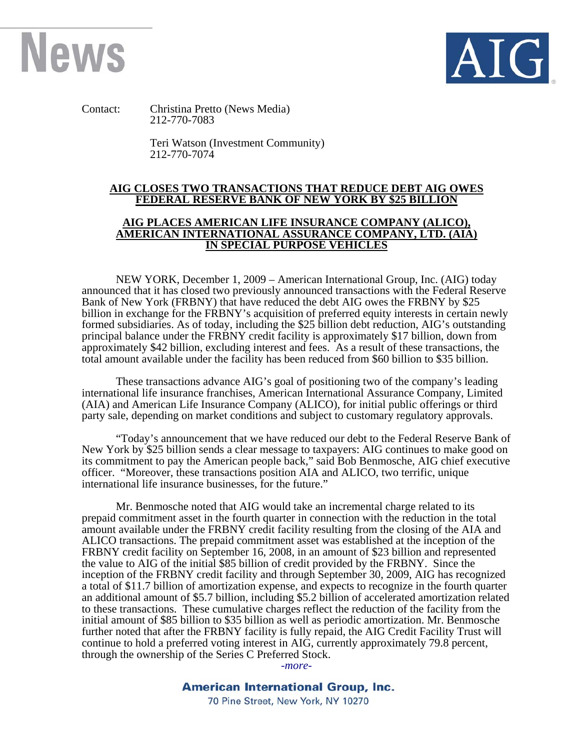News

AIG

Contact: Christina Pretto (News Media)
212-770-7083

Teri Watson (Investment Community)
212-770-7074

## AIG CLOSES TWO TRANSACTIONS THAT REDUCE DEBT AIG OWES FEDERAL RESERVE BANK OF NEW YORK BY $25 BILLION

## AIG PLACES AMERICAN LIFE INSURANCE COMPANY (ALICO), AMERICAN INTERNATIONAL ASSURANCE COMPANY, LTD. (AIA) IN SPECIAL PURPOSE VEHICLES

NEW YORK, December 1, 2009 – American International Group, Inc. (AIG) today announced that it has closed two previously announced transactions with the Federal Reserve Bank of New York (FRBNY) that have reduced the debt AIG owes the FRBNY by $25 billion in exchange for the FRBNY's acquisition of preferred equity interests in certain newly formed subsidiaries. As of today, including the $25 billion debt reduction, AIG's outstanding principal balance under the FRBNY credit facility is approximately $17 billion, down from approximately $42 billion, excluding interest and fees. As a result of these transactions, the total amount available under the facility has been reduced from $60 billion to $35 billion.

These transactions advance AIG's goal of positioning two of the company's leading international life insurance franchises, American International Assurance Company, Limited (AIA) and American Life Insurance Company (ALICO), for initial public offerings or third party sale, depending on market conditions and subject to customary regulatory approvals.

"Today's announcement that we have reduced our debt to the Federal Reserve Bank of New York by $25 billion sends a clear message to taxpayers: AIG continues to make good on its commitment to pay the American people back," said Bob Benmosche, AIG chief executive officer. "Moreover, these transactions position AIA and ALICO, two terrific, unique international life insurance businesses, for the future."

Mr. Benmosche noted that AIG would take an incremental charge related to its prepaid commitment asset in the fourth quarter in connection with the reduction in the total amount available under the FRBNY credit facility resulting from the closing of the AIA and ALICO transactions. The prepaid commitment asset was established at the inception of the FRBNY credit facility on September 16, 2008, in an amount of $23 billion and represented the value to AIG of the initial $85 billion of credit provided by the FRBNY. Since the inception of the FRBNY credit facility and through September 30, 2009, AIG has recognized a total of $11.7 billion of amortization expense, and expects to recognize in the fourth quarter an additional amount of $5.7 billion, including $5.2 billion of accelerated amortization related to these transactions. These cumulative charges reflect the reduction of the facility from the initial amount of $85 billion to $35 billion as well as periodic amortization. Mr. Benmosche further noted that after the FRBNY facility is fully repaid, the AIG Credit Facility Trust will continue to hold a preferred voting interest in AIG, currently approximately 79.8 percent, through the ownership of the Series C Preferred Stock.

*-more-*

**American International Group, Inc.**
70 Pine Street, New York, NY 10270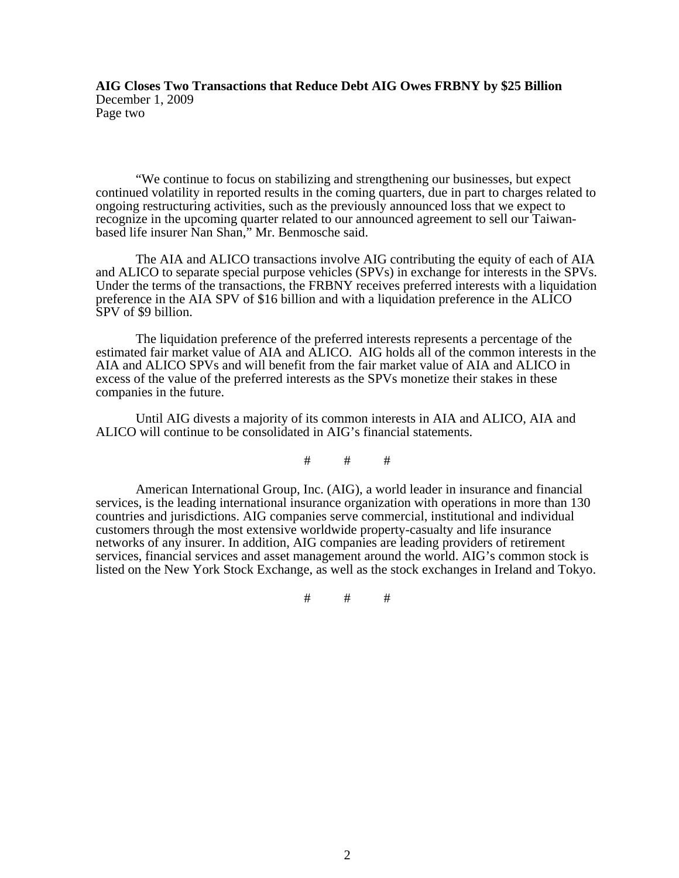"We continue to focus on stabilizing and strengthening our businesses, but expect continued volatility in reported results in the coming quarters, due in part to charges related to ongoing restructuring activities, such as the previously announced loss that we expect to recognize in the upcoming quarter related to our announced agreement to sell our Taiwan-based life insurer Nan Shan," Mr. Benmosche said.

The AIA and ALICO transactions involve AIG contributing the equity of each of AIA and ALICO to separate special purpose vehicles (SPVs) in exchange for interests in the SPVs. Under the terms of the transactions, the FRBNY receives preferred interests with a liquidation preference in the AIA SPV of $16 billion and with a liquidation preference in the ALICO SPV of $9 billion.

The liquidation preference of the preferred interests represents a percentage of the estimated fair market value of AIA and ALICO. AIG holds all of the common interests in the AIA and ALICO SPVs and will benefit from the fair market value of AIA and ALICO in excess of the value of the preferred interests as the SPVs monetize their stakes in these companies in the future.

Until AIG divests a majority of its common interests in AIA and ALICO, AIA and ALICO will continue to be consolidated in AIG's financial statements.

# # #

American International Group, Inc. (AIG), a world leader in insurance and financial services, is the leading international insurance organization with operations in more than 130 countries and jurisdictions. AIG companies serve commercial, institutional and individual customers through the most extensive worldwide property-casualty and life insurance networks of any insurer. In addition, AIG companies are leading providers of retirement services, financial services and asset management around the world. AIG's common stock is listed on the New York Stock Exchange, as well as the stock exchanges in Ireland and Tokyo.

# # #